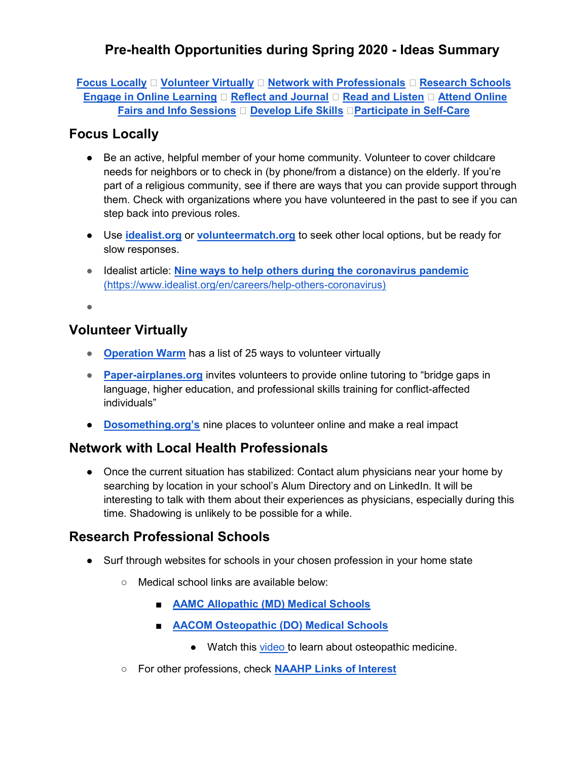# Pre-health Opportunities during Spring 2020 - Ideas Summary

**Focus Locally □ Volunteer Virtually □ Network with Professionals □ Research Schools Engage in Online Learning □ Reflect and Journal □ Read and Listen □ Attend Online Fairs and Info Sessions □ Develop Life Skills □Participate in Self-Care**

## Focus Locally

- Be an active, helpful member of your home community. Volunteer to cover childcare needs for neighbors or to check in (by phone/from a distance) on the elderly. If you're part of a religious community, see if there are ways that you can provide support through them. Check with organizations where you have volunteered in the past to see if you can step back into previous roles.
- Use **idealist.org** or **volunteermatch.org** to seek other local options, but be ready for slow responses.
- Idealist article: **Nine ways to help others during the coronavirus pandemic** (https://www.idealist.org/en/careers/help-others-coronavirus)
-

## Volunteer Virtually

- **Operation Warm** has a list of 25 ways to volunteer virtually
- **Paper-airplanes.org** invites volunteers to provide online tutoring to "bridge gaps in language, higher education, and professional skills training for conflict-affected individuals"
- **Dosomething.org's** nine places to volunteer online and make a real impact

## Network with Local Health Professionals

- Once the current situation has stabilized: Contact alum physicians near your home by searching by location in your school's Alum Directory and on LinkedIn. It will be interesting to talk with them about their experiences as physicians, especially during this time. Shadowing is unlikely to be possible for a while.

## Research Professional Schools

- Surf through websites for schools in your chosen profession in your home state
  - Medical school links are available below:
    - **AAMC Allopathic (MD) Medical Schools**
    - **AACOM Osteopathic (DO) Medical Schools**
      - Watch this video to learn about osteopathic medicine.
  - For other professions, check **NAAHP Links of Interest**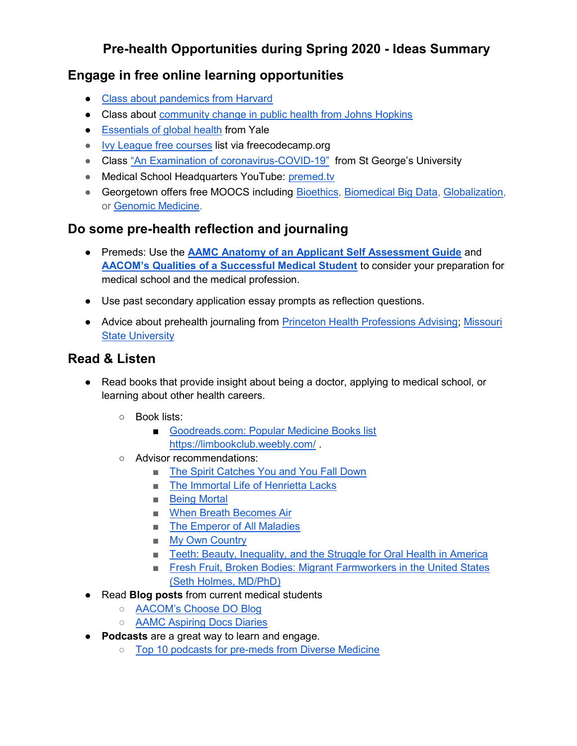# Pre-health Opportunities during Spring 2020 - Ideas Summary

## Engage in free online learning opportunities

- Class about pandemics from Harvard
- Class about community change in public health from Johns Hopkins
- Essentials of global health from Yale
- Ivy League free courses list via freecodecamp.org
- Class "An Examination of coronavirus-COVID-19" from St George's University
- Medical School Headquarters YouTube: premed.tv
- Georgetown offers free MOOCS including Bioethics, Biomedical Big Data, Globalization, or Genomic Medicine.

## Do some pre-health reflection and journaling

- Premeds: Use the **AAMC Anatomy of an Applicant Self Assessment Guide** and **AACOM's Qualities of a Successful Medical Student** to consider your preparation for medical school and the medical profession.
- Use past secondary application essay prompts as reflection questions.
- Advice about prehealth journaling from Princeton Health Professions Advising; Missouri State University

## Read & Listen

- Read books that provide insight about being a doctor, applying to medical school, or learning about other health careers.
  - Book lists:
    - Goodreads.com: Popular Medicine Books list https://limbookclub.weebly.com/ .
  - Advisor recommendations:
    - The Spirit Catches You and You Fall Down
    - The Immortal Life of Henrietta Lacks
    - Being Mortal
    - When Breath Becomes Air
    - The Emperor of All Maladies
    - My Own Country
    - Teeth: Beauty, Inequality, and the Struggle for Oral Health in America
    - Fresh Fruit, Broken Bodies: Migrant Farmworkers in the United States (Seth Holmes, MD/PhD)
- Read **Blog posts** from current medical students
  - AACOM's Choose DO Blog
  - AAMC Aspiring Docs Diaries
- **Podcasts** are a great way to learn and engage.
  - Top 10 podcasts for pre-meds from Diverse Medicine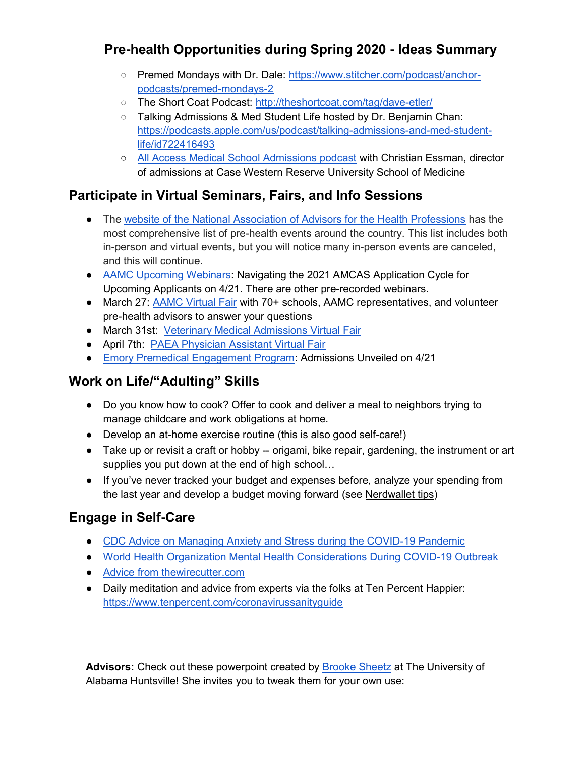## Pre-health Opportunities during Spring 2020 - Ideas Summary

- Premed Mondays with Dr. Dale: https://www.stitcher.com/podcast/anchor-podcasts/premed-mondays-2
- The Short Coat Podcast: http://theshortcoat.com/tag/dave-etler/
- Talking Admissions & Med Student Life hosted by Dr. Benjamin Chan: https://podcasts.apple.com/us/podcast/talking-admissions-and-med-student-life/id722416493
- All Access Medical School Admissions podcast with Christian Essman, director of admissions at Case Western Reserve University School of Medicine

## Participate in Virtual Seminars, Fairs, and Info Sessions

- The website of the National Association of Advisors for the Health Professions has the most comprehensive list of pre-health events around the country. This list includes both in-person and virtual events, but you will notice many in-person events are canceled, and this will continue.
- AAMC Upcoming Webinars: Navigating the 2021 AMCAS Application Cycle for Upcoming Applicants on 4/21. There are other pre-recorded webinars.
- March 27: AAMC Virtual Fair with 70+ schools, AAMC representatives, and volunteer pre-health advisors to answer your questions
- March 31st: Veterinary Medical Admissions Virtual Fair
- April 7th: PAEA Physician Assistant Virtual Fair
- Emory Premedical Engagement Program: Admissions Unveiled on 4/21

## Work on Life/"Adulting" Skills

- Do you know how to cook? Offer to cook and deliver a meal to neighbors trying to manage childcare and work obligations at home.
- Develop an at-home exercise routine (this is also good self-care!)
- Take up or revisit a craft or hobby -- origami, bike repair, gardening, the instrument or art supplies you put down at the end of high school…
- If you've never tracked your budget and expenses before, analyze your spending from the last year and develop a budget moving forward (see Nerdwallet tips)

## Engage in Self-Care

- CDC Advice on Managing Anxiety and Stress during the COVID-19 Pandemic
- World Health Organization Mental Health Considerations During COVID-19 Outbreak
- Advice from thewirecutter.com
- Daily meditation and advice from experts via the folks at Ten Percent Happier: https://www.tenpercent.com/coronavirussanityguide

**Advisors:** Check out these powerpoint created by Brooke Sheetz at The University of Alabama Huntsville! She invites you to tweak them for your own use: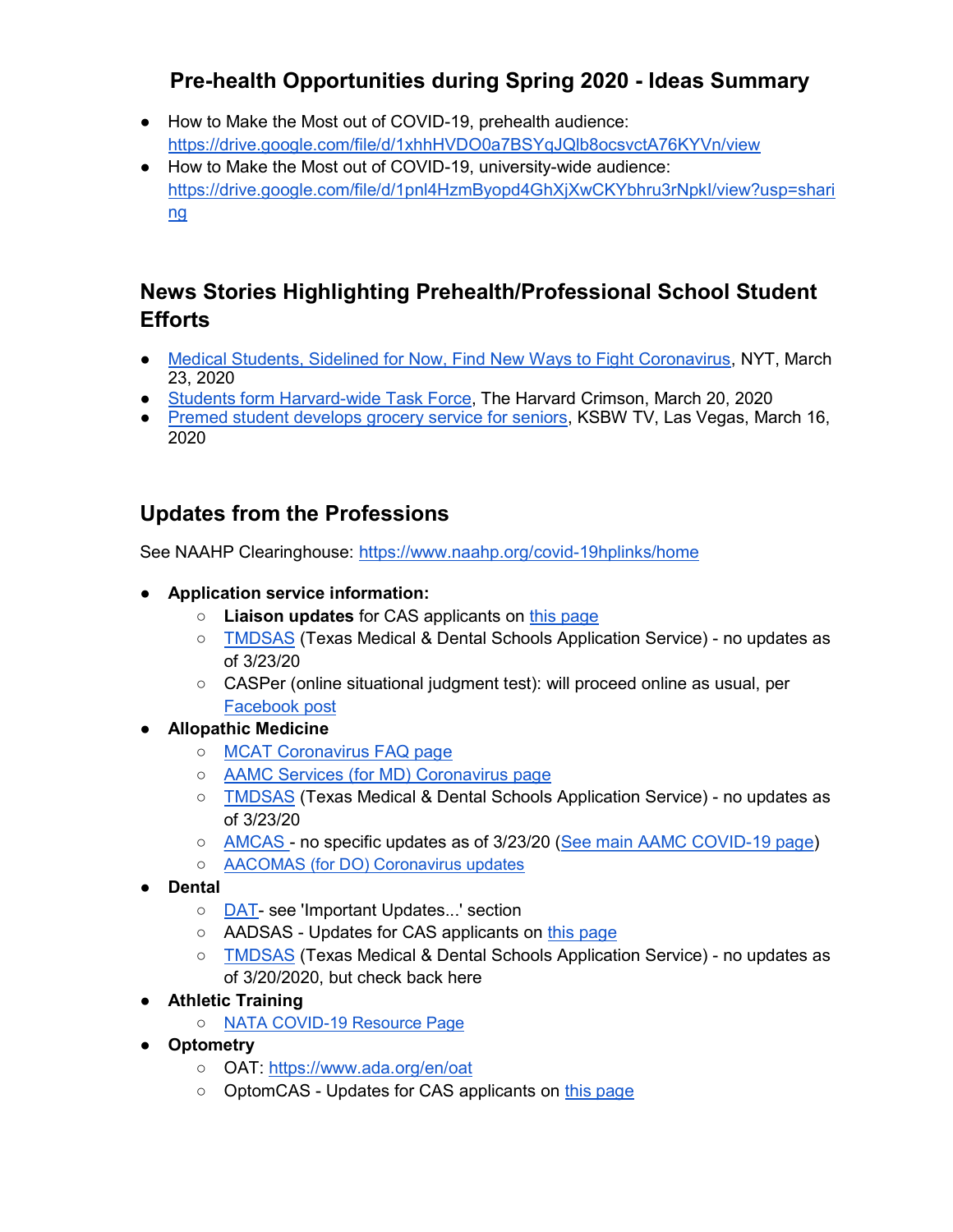## Pre-health Opportunities during Spring 2020 - Ideas Summary

- How to Make the Most out of COVID-19, prehealth audience: https://drive.google.com/file/d/1xhhHVDO0a7BSYqJQlb8ocsvctA76KYVn/view
- How to Make the Most out of COVID-19, university-wide audience: https://drive.google.com/file/d/1pnl4HzmByopd4GhXjXwCKYbhru3rNpkl/view?usp=sharing

## News Stories Highlighting Prehealth/Professional School Student Efforts

- Medical Students, Sidelined for Now, Find New Ways to Fight Coronavirus, NYT, March 23, 2020
- Students form Harvard-wide Task Force, The Harvard Crimson, March 20, 2020
- Premed student develops grocery service for seniors, KSBW TV, Las Vegas, March 16, 2020

## Updates from the Professions

See NAAHP Clearinghouse: https://www.naahp.org/covid-19hplinks/home

- **Application service information:**
  - **Liaison updates** for CAS applicants on this page
  - TMDSAS (Texas Medical & Dental Schools Application Service) - no updates as of 3/23/20
  - CASPer (online situational judgment test): will proceed online as usual, per Facebook post
- **Allopathic Medicine**
  - MCAT Coronavirus FAQ page
  - AAMC Services (for MD) Coronavirus page
  - TMDSAS (Texas Medical & Dental Schools Application Service) - no updates as of 3/23/20
  - AMCAS - no specific updates as of 3/23/20 (See main AAMC COVID-19 page)
  - AACOMAS (for DO) Coronavirus updates
- **Dental**
  - DAT- see 'Important Updates...' section
  - AADSAS - Updates for CAS applicants on this page
  - TMDSAS (Texas Medical & Dental Schools Application Service) - no updates as of 3/20/2020, but check back here
- **Athletic Training**
  - NATA COVID-19 Resource Page
- **Optometry**
  - OAT: https://www.ada.org/en/oat
  - OptomCAS - Updates for CAS applicants on this page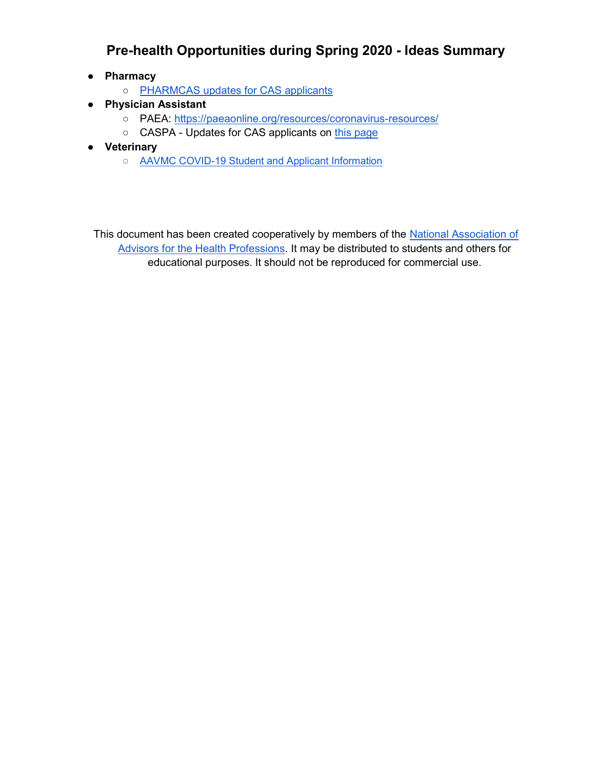# Pre-health Opportunities during Spring 2020 - Ideas Summary

- **Pharmacy**
  - PHARMCAS updates for CAS applicants
- **Physician Assistant**
  - PAEA: https://paeaonline.org/resources/coronavirus-resources/
  - CASPA - Updates for CAS applicants on this page
- **Veterinary**
  - AAVMC COVID-19 Student and Applicant Information

This document has been created cooperatively by members of the National Association of Advisors for the Health Professions. It may be distributed to students and others for educational purposes. It should not be reproduced for commercial use.